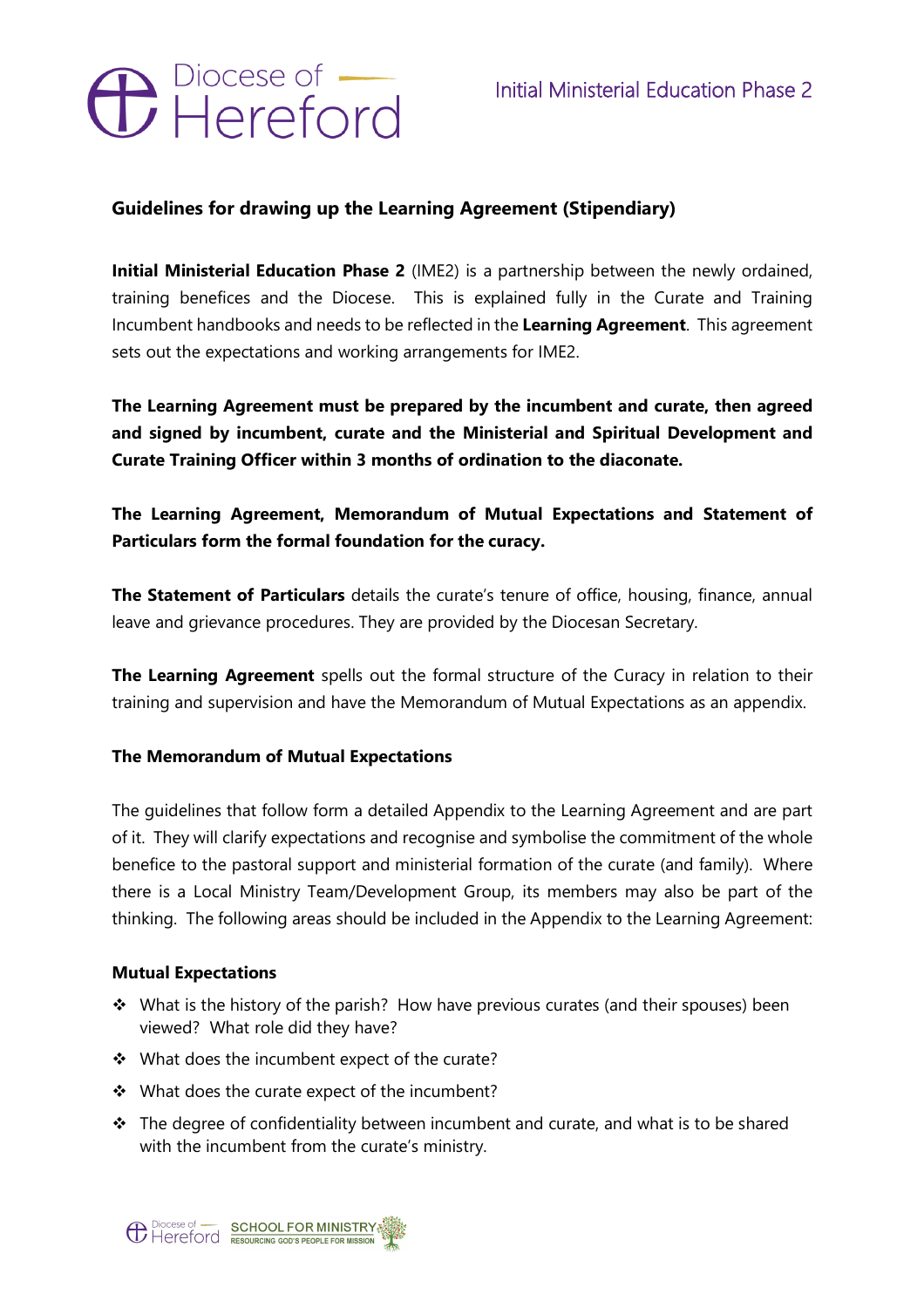## Guidelines for drawing up the Learning Agreement (Stipendiary)

**Initial Ministerial Education Phase 2** (IME2) is a partnership between the newly ordained, training benefices and the Diocese. This is explained fully in the Curate and Training Incumbent handbooks and needs to be reflected in the **Learning Agreement**. This agreement sets out the expectations and working arrangements for IME2.

**The Learning Agreement must be prepared by the incumbent and curate, then agreed and signed by incumbent, curate and the Ministerial and Spiritual Development and Curate Training Officer within 3 months of ordination to the diaconate.**

**The Learning Agreement, Memorandum of Mutual Expectations and Statement of Particulars form the formal foundation for the curacy.**

**The Statement of Particulars** details the curate's tenure of office, housing, finance, annual leave and grievance procedures. They are provided by the Diocesan Secretary.

**The Learning Agreement** spells out the formal structure of the Curacy in relation to their training and supervision and have the Memorandum of Mutual Expectations as an appendix.

### The Memorandum of Mutual Expectations

The guidelines that follow form a detailed Appendix to the Learning Agreement and are part of it. They will clarify expectations and recognise and symbolise the commitment of the whole benefice to the pastoral support and ministerial formation of the curate (and family). Where there is a Local Ministry Team/Development Group, its members may also be part of the thinking. The following areas should be included in the Appendix to the Learning Agreement:

### Mutual Expectations

- What is the history of the parish? How have previous curates (and their spouses) been viewed? What role did they have?
- What does the incumbent expect of the curate?
- What does the curate expect of the incumbent?
- The degree of confidentiality between incumbent and curate, and what is to be shared with the incumbent from the curate's ministry.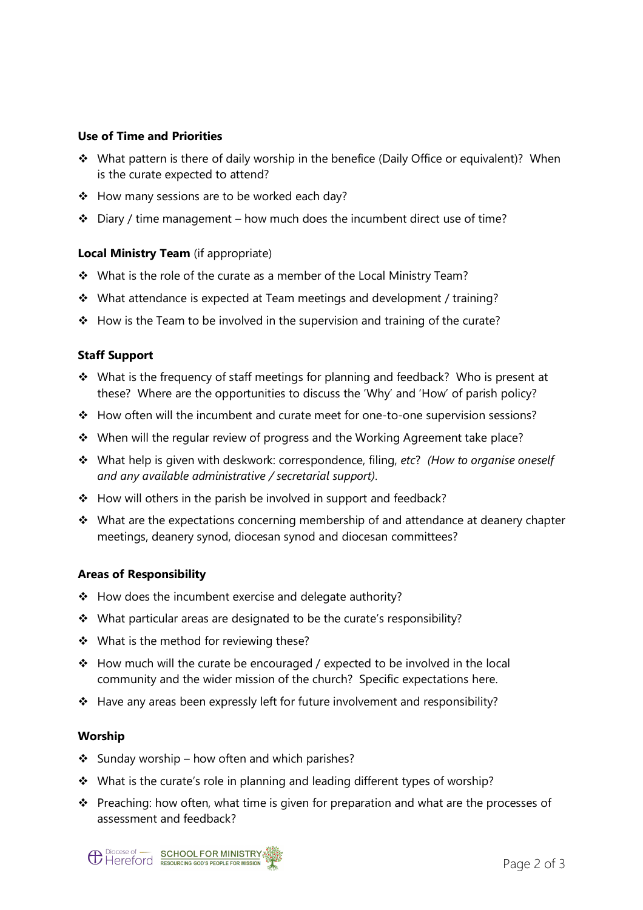**Use of Time and Priorities**

- What pattern is there of daily worship in the benefice (Daily Office or equivalent)? When is the curate expected to attend?
- How many sessions are to be worked each day?
- Diary / time management – how much does the incumbent direct use of time?

**Local Ministry Team** (if appropriate)

- What is the role of the curate as a member of the Local Ministry Team?
- What attendance is expected at Team meetings and development / training?
- How is the Team to be involved in the supervision and training of the curate?

**Staff Support**

- What is the frequency of staff meetings for planning and feedback? Who is present at these? Where are the opportunities to discuss the 'Why' and 'How' of parish policy?
- How often will the incumbent and curate meet for one-to-one supervision sessions?
- When will the regular review of progress and the Working Agreement take place?
- What help is given with deskwork: correspondence, filing, *etc*? *(How to organise oneself and any available administrative / secretarial support)*.
- How will others in the parish be involved in support and feedback?
- What are the expectations concerning membership of and attendance at deanery chapter meetings, deanery synod, diocesan synod and diocesan committees?

**Areas of Responsibility**

- How does the incumbent exercise and delegate authority?
- What particular areas are designated to be the curate's responsibility?
- What is the method for reviewing these?
- How much will the curate be encouraged / expected to be involved in the local community and the wider mission of the church? Specific expectations here.
- Have any areas been expressly left for future involvement and responsibility?

**Worship**

- Sunday worship – how often and which parishes?
- What is the curate's role in planning and leading different types of worship?
- Preaching: how often, what time is given for preparation and what are the processes of assessment and feedback?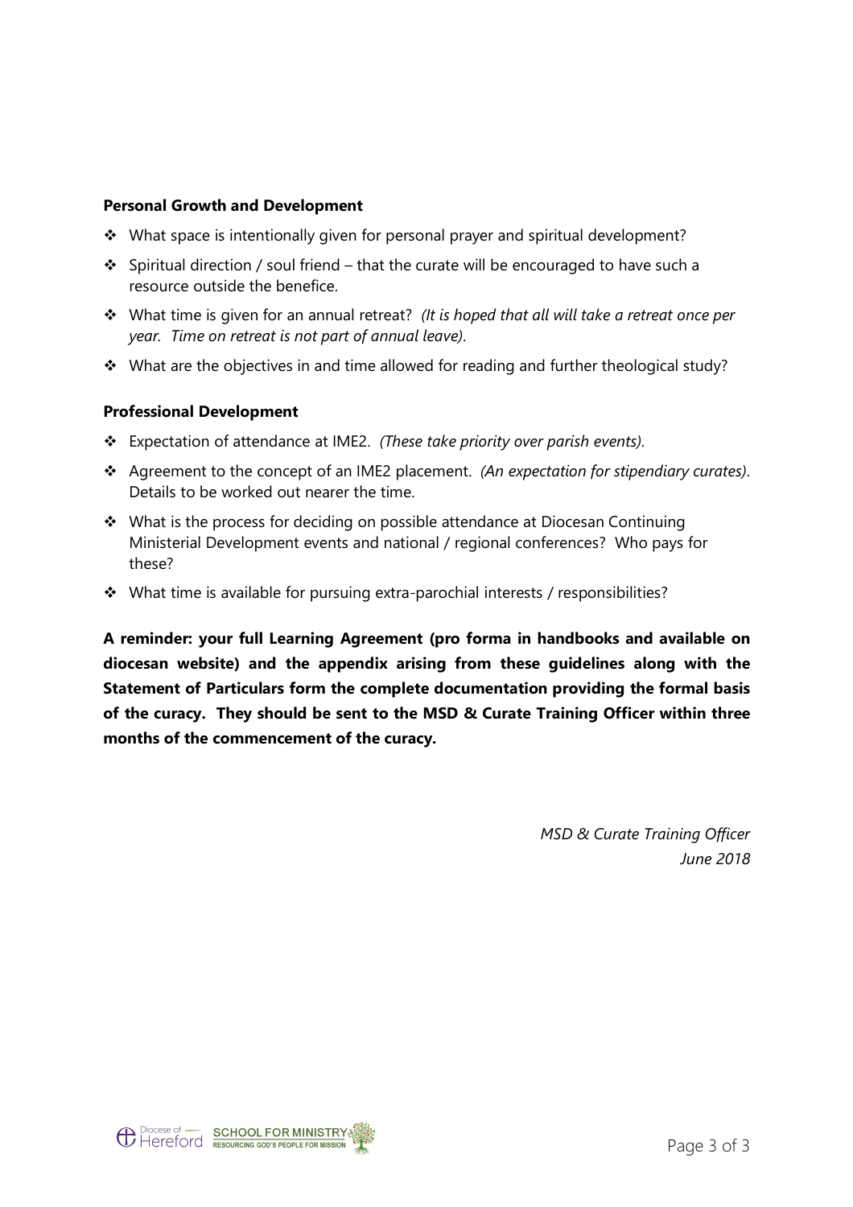**Personal Growth and Development**

- What space is intentionally given for personal prayer and spiritual development?
- Spiritual direction / soul friend – that the curate will be encouraged to have such a resource outside the benefice.
- What time is given for an annual retreat? *(It is hoped that all will take a retreat once per year. Time on retreat is not part of annual leave).*
- What are the objectives in and time allowed for reading and further theological study?

**Professional Development**

- Expectation of attendance at IME2. *(These take priority over parish events).*
- Agreement to the concept of an IME2 placement. *(An expectation for stipendiary curates)*. Details to be worked out nearer the time.
- What is the process for deciding on possible attendance at Diocesan Continuing Ministerial Development events and national / regional conferences? Who pays for these?
- What time is available for pursuing extra-parochial interests / responsibilities?

**A reminder: your full Learning Agreement (pro forma in handbooks and available on diocesan website) and the appendix arising from these guidelines along with the Statement of Particulars form the complete documentation providing the formal basis of the curacy. They should be sent to the MSD & Curate Training Officer within three months of the commencement of the curacy.**

*MSD & Curate Training Officer*
*June 2018*